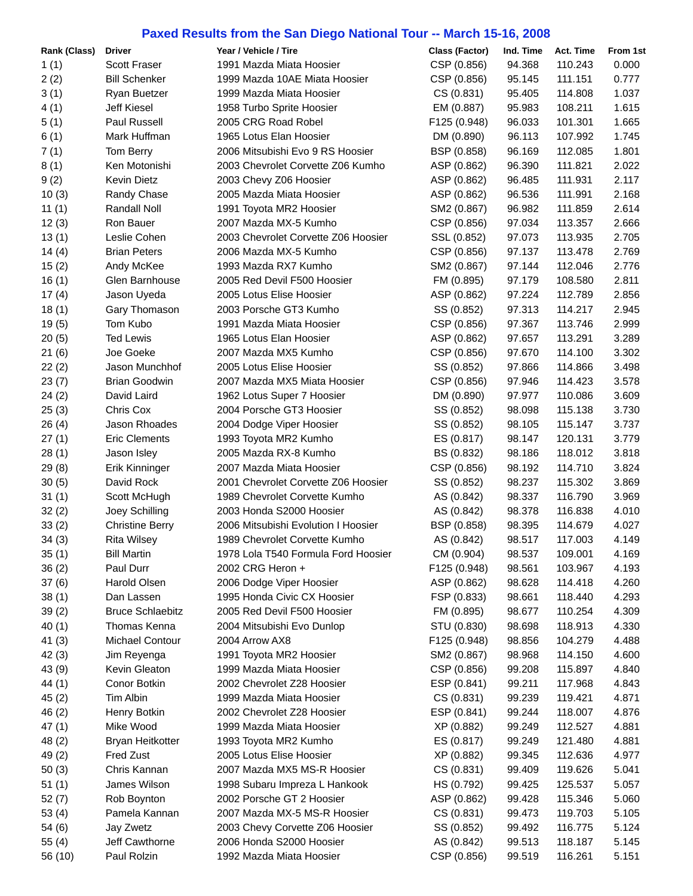# Paxed Results from the San Diego National Tour -- March 15-16, 2008

| Rank (Class) | Driver | Year / Vehicle / Tire | Class (Factor) | Ind. Time | Act. Time | From 1st |
|---|---|---|---|---|---|---|
| 1 (1) | Scott Fraser | 1991 Mazda Miata Hoosier | CSP (0.856) | 94.368 | 110.243 | 0.000 |
| 2 (2) | Bill Schenker | 1999 Mazda 10AE Miata Hoosier | CSP (0.856) | 95.145 | 111.151 | 0.777 |
| 3 (1) | Ryan Buetzer | 1999 Mazda Miata Hoosier | CS (0.831) | 95.405 | 114.808 | 1.037 |
| 4 (1) | Jeff Kiesel | 1958 Turbo Sprite Hoosier | EM (0.887) | 95.983 | 108.211 | 1.615 |
| 5 (1) | Paul Russell | 2005 CRG Road Robel | F125 (0.948) | 96.033 | 101.301 | 1.665 |
| 6 (1) | Mark Huffman | 1965 Lotus Elan Hoosier | DM (0.890) | 96.113 | 107.992 | 1.745 |
| 7 (1) | Tom Berry | 2006 Mitsubishi Evo 9 RS Hoosier | BSP (0.858) | 96.169 | 112.085 | 1.801 |
| 8 (1) | Ken Motonishi | 2003 Chevrolet Corvette Z06 Kumho | ASP (0.862) | 96.390 | 111.821 | 2.022 |
| 9 (2) | Kevin Dietz | 2003 Chevy Z06 Hoosier | ASP (0.862) | 96.485 | 111.931 | 2.117 |
| 10 (3) | Randy Chase | 2005 Mazda Miata Hoosier | ASP (0.862) | 96.536 | 111.991 | 2.168 |
| 11 (1) | Randall Noll | 1991 Toyota MR2 Hoosier | SM2 (0.867) | 96.982 | 111.859 | 2.614 |
| 12 (3) | Ron Bauer | 2007 Mazda MX-5 Kumho | CSP (0.856) | 97.034 | 113.357 | 2.666 |
| 13 (1) | Leslie Cohen | 2003 Chevrolet Corvette Z06 Hoosier | SSL (0.852) | 97.073 | 113.935 | 2.705 |
| 14 (4) | Brian Peters | 2006 Mazda MX-5 Kumho | CSP (0.856) | 97.137 | 113.478 | 2.769 |
| 15 (2) | Andy McKee | 1993 Mazda RX7 Kumho | SM2 (0.867) | 97.144 | 112.046 | 2.776 |
| 16 (1) | Glen Barnhouse | 2005 Red Devil F500 Hoosier | FM (0.895) | 97.179 | 108.580 | 2.811 |
| 17 (4) | Jason Uyeda | 2005 Lotus Elise Hoosier | ASP (0.862) | 97.224 | 112.789 | 2.856 |
| 18 (1) | Gary Thomason | 2003 Porsche GT3 Kumho | SS (0.852) | 97.313 | 114.217 | 2.945 |
| 19 (5) | Tom Kubo | 1991 Mazda Miata Hoosier | CSP (0.856) | 97.367 | 113.746 | 2.999 |
| 20 (5) | Ted Lewis | 1965 Lotus Elan Hoosier | ASP (0.862) | 97.657 | 113.291 | 3.289 |
| 21 (6) | Joe Goeke | 2007 Mazda MX5 Kumho | CSP (0.856) | 97.670 | 114.100 | 3.302 |
| 22 (2) | Jason Munchhof | 2005 Lotus Elise Hoosier | SS (0.852) | 97.866 | 114.866 | 3.498 |
| 23 (7) | Brian Goodwin | 2007 Mazda MX5 Miata Hoosier | CSP (0.856) | 97.946 | 114.423 | 3.578 |
| 24 (2) | David Laird | 1962 Lotus Super 7 Hoosier | DM (0.890) | 97.977 | 110.086 | 3.609 |
| 25 (3) | Chris Cox | 2004 Porsche GT3 Hoosier | SS (0.852) | 98.098 | 115.138 | 3.730 |
| 26 (4) | Jason Rhoades | 2004 Dodge Viper Hoosier | SS (0.852) | 98.105 | 115.147 | 3.737 |
| 27 (1) | Eric Clements | 1993 Toyota MR2 Kumho | ES (0.817) | 98.147 | 120.131 | 3.779 |
| 28 (1) | Jason Isley | 2005 Mazda RX-8 Kumho | BS (0.832) | 98.186 | 118.012 | 3.818 |
| 29 (8) | Erik Kinninger | 2007 Mazda Miata Hoosier | CSP (0.856) | 98.192 | 114.710 | 3.824 |
| 30 (5) | David Rock | 2001 Chevrolet Corvette Z06 Hoosier | SS (0.852) | 98.237 | 115.302 | 3.869 |
| 31 (1) | Scott McHugh | 1989 Chevrolet Corvette Kumho | AS (0.842) | 98.337 | 116.790 | 3.969 |
| 32 (2) | Joey Schilling | 2003 Honda S2000 Hoosier | AS (0.842) | 98.378 | 116.838 | 4.010 |
| 33 (2) | Christine Berry | 2006 Mitsubishi Evolution I Hoosier | BSP (0.858) | 98.395 | 114.679 | 4.027 |
| 34 (3) | Rita Wilsey | 1989 Chevrolet Corvette Kumho | AS (0.842) | 98.517 | 117.003 | 4.149 |
| 35 (1) | Bill Martin | 1978 Lola T540 Formula Ford Hoosier | CM (0.904) | 98.537 | 109.001 | 4.169 |
| 36 (2) | Paul Durr | 2002 CRG Heron + | F125 (0.948) | 98.561 | 103.967 | 4.193 |
| 37 (6) | Harold Olsen | 2006 Dodge Viper Hoosier | ASP (0.862) | 98.628 | 114.418 | 4.260 |
| 38 (1) | Dan Lassen | 1995 Honda Civic CX Hoosier | FSP (0.833) | 98.661 | 118.440 | 4.293 |
| 39 (2) | Bruce Schlaebitz | 2005 Red Devil F500 Hoosier | FM (0.895) | 98.677 | 110.254 | 4.309 |
| 40 (1) | Thomas Kenna | 2004 Mitsubishi Evo Dunlop | STU (0.830) | 98.698 | 118.913 | 4.330 |
| 41 (3) | Michael Contour | 2004 Arrow AX8 | F125 (0.948) | 98.856 | 104.279 | 4.488 |
| 42 (3) | Jim Reyenga | 1991 Toyota MR2 Hoosier | SM2 (0.867) | 98.968 | 114.150 | 4.600 |
| 43 (9) | Kevin Gleaton | 1999 Mazda Miata Hoosier | CSP (0.856) | 99.208 | 115.897 | 4.840 |
| 44 (1) | Conor Botkin | 2002 Chevrolet Z28 Hoosier | ESP (0.841) | 99.211 | 117.968 | 4.843 |
| 45 (2) | Tim Albin | 1999 Mazda Miata Hoosier | CS (0.831) | 99.239 | 119.421 | 4.871 |
| 46 (2) | Henry Botkin | 2002 Chevrolet Z28 Hoosier | ESP (0.841) | 99.244 | 118.007 | 4.876 |
| 47 (1) | Mike Wood | 1999 Mazda Miata Hoosier | XP (0.882) | 99.249 | 112.527 | 4.881 |
| 48 (2) | Bryan Heitkotter | 1993 Toyota MR2 Kumho | ES (0.817) | 99.249 | 121.480 | 4.881 |
| 49 (2) | Fred Zust | 2005 Lotus Elise Hoosier | XP (0.882) | 99.345 | 112.636 | 4.977 |
| 50 (3) | Chris Kannan | 2007 Mazda MX5 MS-R Hoosier | CS (0.831) | 99.409 | 119.626 | 5.041 |
| 51 (1) | James Wilson | 1998 Subaru Impreza L Hankook | HS (0.792) | 99.425 | 125.537 | 5.057 |
| 52 (7) | Rob Boynton | 2002 Porsche GT 2 Hoosier | ASP (0.862) | 99.428 | 115.346 | 5.060 |
| 53 (4) | Pamela Kannan | 2007 Mazda MX-5 MS-R Hoosier | CS (0.831) | 99.473 | 119.703 | 5.105 |
| 54 (6) | Jay Zwetz | 2003 Chevy Corvette Z06 Hoosier | SS (0.852) | 99.492 | 116.775 | 5.124 |
| 55 (4) | Jeff Cawthorne | 2006 Honda S2000 Hoosier | AS (0.842) | 99.513 | 118.187 | 5.145 |
| 56 (10) | Paul Rolzin | 1992 Mazda Miata Hoosier | CSP (0.856) | 99.519 | 116.261 | 5.151 |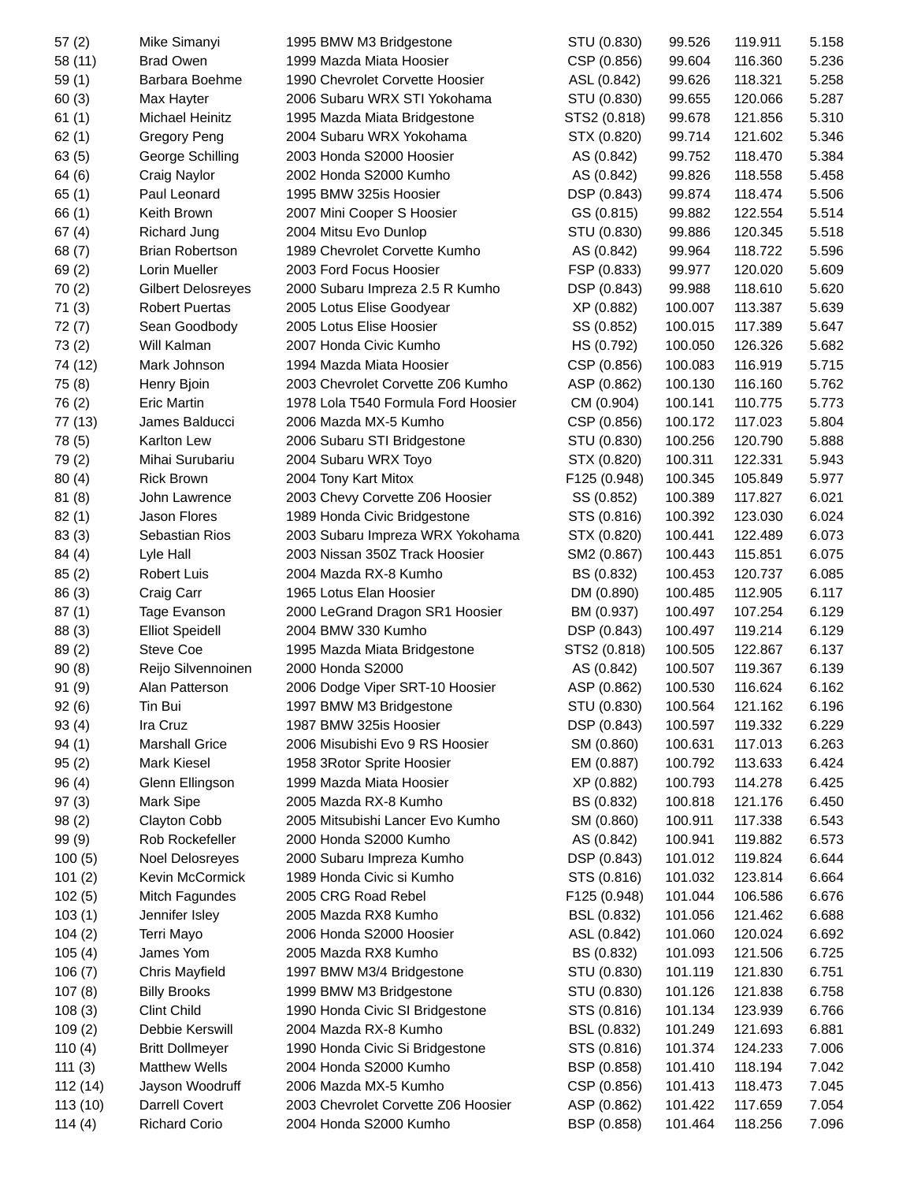| | | | | | | |
|---|---|---|---|---|---|---|
| 57 (2) | Mike Simanyi | 1995 BMW M3 Bridgestone | STU (0.830) | 99.526 | 119.911 | 5.158 |
| 58 (11) | Brad Owen | 1999 Mazda Miata Hoosier | CSP (0.856) | 99.604 | 116.360 | 5.236 |
| 59 (1) | Barbara Boehme | 1990 Chevrolet Corvette Hoosier | ASL (0.842) | 99.626 | 118.321 | 5.258 |
| 60 (3) | Max Hayter | 2006 Subaru WRX STI Yokohama | STU (0.830) | 99.655 | 120.066 | 5.287 |
| 61 (1) | Michael Heinitz | 1995 Mazda Miata Bridgestone | STS2 (0.818) | 99.678 | 121.856 | 5.310 |
| 62 (1) | Gregory Peng | 2004 Subaru WRX Yokohama | STX (0.820) | 99.714 | 121.602 | 5.346 |
| 63 (5) | George Schilling | 2003 Honda S2000 Hoosier | AS (0.842) | 99.752 | 118.470 | 5.384 |
| 64 (6) | Craig Naylor | 2002 Honda S2000 Kumho | AS (0.842) | 99.826 | 118.558 | 5.458 |
| 65 (1) | Paul Leonard | 1995 BMW 325is Hoosier | DSP (0.843) | 99.874 | 118.474 | 5.506 |
| 66 (1) | Keith Brown | 2007 Mini Cooper S Hoosier | GS (0.815) | 99.882 | 122.554 | 5.514 |
| 67 (4) | Richard Jung | 2004 Mitsu Evo Dunlop | STU (0.830) | 99.886 | 120.345 | 5.518 |
| 68 (7) | Brian Robertson | 1989 Chevrolet Corvette Kumho | AS (0.842) | 99.964 | 118.722 | 5.596 |
| 69 (2) | Lorin Mueller | 2003 Ford Focus Hoosier | FSP (0.833) | 99.977 | 120.020 | 5.609 |
| 70 (2) | Gilbert Delosreyes | 2000 Subaru Impreza 2.5 R Kumho | DSP (0.843) | 99.988 | 118.610 | 5.620 |
| 71 (3) | Robert Puertas | 2005 Lotus Elise Goodyear | XP (0.882) | 100.007 | 113.387 | 5.639 |
| 72 (7) | Sean Goodbody | 2005 Lotus Elise Hoosier | SS (0.852) | 100.015 | 117.389 | 5.647 |
| 73 (2) | Will Kalman | 2007 Honda Civic Kumho | HS (0.792) | 100.050 | 126.326 | 5.682 |
| 74 (12) | Mark Johnson | 1994 Mazda Miata Hoosier | CSP (0.856) | 100.083 | 116.919 | 5.715 |
| 75 (8) | Henry Bjoin | 2003 Chevrolet Corvette Z06 Kumho | ASP (0.862) | 100.130 | 116.160 | 5.762 |
| 76 (2) | Eric Martin | 1978 Lola T540 Formula Ford Hoosier | CM (0.904) | 100.141 | 110.775 | 5.773 |
| 77 (13) | James Balducci | 2006 Mazda MX-5 Kumho | CSP (0.856) | 100.172 | 117.023 | 5.804 |
| 78 (5) | Karlton Lew | 2006 Subaru STI Bridgestone | STU (0.830) | 100.256 | 120.790 | 5.888 |
| 79 (2) | Mihai Surubariu | 2004 Subaru WRX Toyo | STX (0.820) | 100.311 | 122.331 | 5.943 |
| 80 (4) | Rick Brown | 2004 Tony Kart Mitox | F125 (0.948) | 100.345 | 105.849 | 5.977 |
| 81 (8) | John Lawrence | 2003 Chevy Corvette Z06 Hoosier | SS (0.852) | 100.389 | 117.827 | 6.021 |
| 82 (1) | Jason Flores | 1989 Honda Civic Bridgestone | STS (0.816) | 100.392 | 123.030 | 6.024 |
| 83 (3) | Sebastian Rios | 2003 Subaru Impreza WRX Yokohama | STX (0.820) | 100.441 | 122.489 | 6.073 |
| 84 (4) | Lyle Hall | 2003 Nissan 350Z Track Hoosier | SM2 (0.867) | 100.443 | 115.851 | 6.075 |
| 85 (2) | Robert Luis | 2004 Mazda RX-8 Kumho | BS (0.832) | 100.453 | 120.737 | 6.085 |
| 86 (3) | Craig Carr | 1965 Lotus Elan Hoosier | DM (0.890) | 100.485 | 112.905 | 6.117 |
| 87 (1) | Tage Evanson | 2000 LeGrand Dragon SR1 Hoosier | BM (0.937) | 100.497 | 107.254 | 6.129 |
| 88 (3) | Elliot Speidell | 2004 BMW 330 Kumho | DSP (0.843) | 100.497 | 119.214 | 6.129 |
| 89 (2) | Steve Coe | 1995 Mazda Miata Bridgestone | STS2 (0.818) | 100.505 | 122.867 | 6.137 |
| 90 (8) | Reijo Silvennoinen | 2000 Honda S2000 | AS (0.842) | 100.507 | 119.367 | 6.139 |
| 91 (9) | Alan Patterson | 2006 Dodge Viper SRT-10 Hoosier | ASP (0.862) | 100.530 | 116.624 | 6.162 |
| 92 (6) | Tin Bui | 1997 BMW M3 Bridgestone | STU (0.830) | 100.564 | 121.162 | 6.196 |
| 93 (4) | Ira Cruz | 1987 BMW 325is Hoosier | DSP (0.843) | 100.597 | 119.332 | 6.229 |
| 94 (1) | Marshall Grice | 2006 Misubishi Evo 9 RS Hoosier | SM (0.860) | 100.631 | 117.013 | 6.263 |
| 95 (2) | Mark Kiesel | 1958 3Rotor Sprite Hoosier | EM (0.887) | 100.792 | 113.633 | 6.424 |
| 96 (4) | Glenn Ellingson | 1999 Mazda Miata Hoosier | XP (0.882) | 100.793 | 114.278 | 6.425 |
| 97 (3) | Mark Sipe | 2005 Mazda RX-8 Kumho | BS (0.832) | 100.818 | 121.176 | 6.450 |
| 98 (2) | Clayton Cobb | 2005 Mitsubishi Lancer Evo Kumho | SM (0.860) | 100.911 | 117.338 | 6.543 |
| 99 (9) | Rob Rockefeller | 2000 Honda S2000 Kumho | AS (0.842) | 100.941 | 119.882 | 6.573 |
| 100 (5) | Noel Delosreyes | 2000 Subaru Impreza Kumho | DSP (0.843) | 101.012 | 119.824 | 6.644 |
| 101 (2) | Kevin McCormick | 1989 Honda Civic si Kumho | STS (0.816) | 101.032 | 123.814 | 6.664 |
| 102 (5) | Mitch Fagundes | 2005 CRG Road Rebel | F125 (0.948) | 101.044 | 106.586 | 6.676 |
| 103 (1) | Jennifer Isley | 2005 Mazda RX8 Kumho | BSL (0.832) | 101.056 | 121.462 | 6.688 |
| 104 (2) | Terri Mayo | 2006 Honda S2000 Hoosier | ASL (0.842) | 101.060 | 120.024 | 6.692 |
| 105 (4) | James Yom | 2005 Mazda RX8 Kumho | BS (0.832) | 101.093 | 121.506 | 6.725 |
| 106 (7) | Chris Mayfield | 1997 BMW M3/4 Bridgestone | STU (0.830) | 101.119 | 121.830 | 6.751 |
| 107 (8) | Billy Brooks | 1999 BMW M3 Bridgestone | STU (0.830) | 101.126 | 121.838 | 6.758 |
| 108 (3) | Clint Child | 1990 Honda Civic SI Bridgestone | STS (0.816) | 101.134 | 123.939 | 6.766 |
| 109 (2) | Debbie Kerswill | 2004 Mazda RX-8 Kumho | BSL (0.832) | 101.249 | 121.693 | 6.881 |
| 110 (4) | Britt Dollmeyer | 1990 Honda Civic Si Bridgestone | STS (0.816) | 101.374 | 124.233 | 7.006 |
| 111 (3) | Matthew Wells | 2004 Honda S2000 Kumho | BSP (0.858) | 101.410 | 118.194 | 7.042 |
| 112 (14) | Jayson Woodruff | 2006 Mazda MX-5 Kumho | CSP (0.856) | 101.413 | 118.473 | 7.045 |
| 113 (10) | Darrell Covert | 2003 Chevrolet Corvette Z06 Hoosier | ASP (0.862) | 101.422 | 117.659 | 7.054 |
| 114 (4) | Richard Corio | 2004 Honda S2000 Kumho | BSP (0.858) | 101.464 | 118.256 | 7.096 |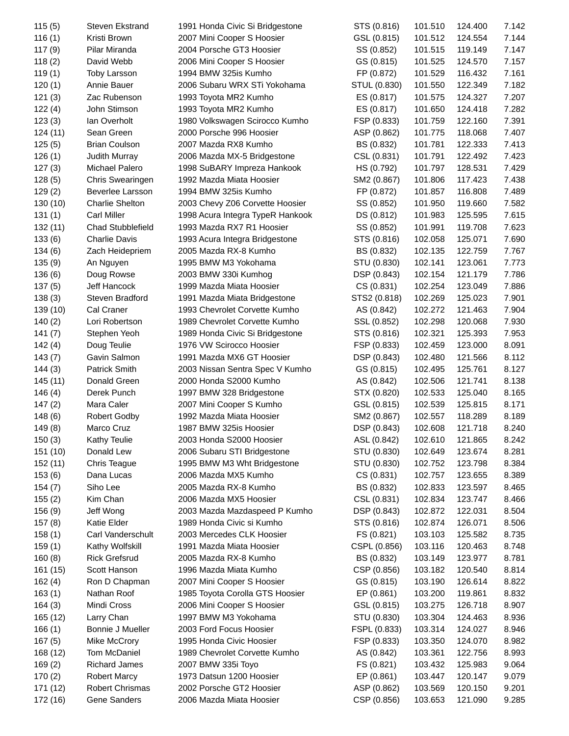| | | | | | | |
|---|---|---|---|---|---|---|
| 115 (5) | Steven Ekstrand | 1991 Honda Civic Si Bridgestone | STS (0.816) | 101.510 | 124.400 | 7.142 |
| 116 (1) | Kristi Brown | 2007 Mini Cooper S Hoosier | GSL (0.815) | 101.512 | 124.554 | 7.144 |
| 117 (9) | Pilar Miranda | 2004 Porsche GT3 Hoosier | SS (0.852) | 101.515 | 119.149 | 7.147 |
| 118 (2) | David Webb | 2006 Mini Cooper S Hoosier | GS (0.815) | 101.525 | 124.570 | 7.157 |
| 119 (1) | Toby Larsson | 1994 BMW 325is Kumho | FP (0.872) | 101.529 | 116.432 | 7.161 |
| 120 (1) | Annie Bauer | 2006 Subaru WRX STi Yokohama | STUL (0.830) | 101.550 | 122.349 | 7.182 |
| 121 (3) | Zac Rubenson | 1993 Toyota MR2 Kumho | ES (0.817) | 101.575 | 124.327 | 7.207 |
| 122 (4) | John Stimson | 1993 Toyota MR2 Kumho | ES (0.817) | 101.650 | 124.418 | 7.282 |
| 123 (3) | Ian Overholt | 1980 Volkswagen Scirocco Kumho | FSP (0.833) | 101.759 | 122.160 | 7.391 |
| 124 (11) | Sean Green | 2000 Porsche 996 Hoosier | ASP (0.862) | 101.775 | 118.068 | 7.407 |
| 125 (5) | Brian Coulson | 2007 Mazda RX8 Kumho | BS (0.832) | 101.781 | 122.333 | 7.413 |
| 126 (1) | Judith Murray | 2006 Mazda MX-5 Bridgestone | CSL (0.831) | 101.791 | 122.492 | 7.423 |
| 127 (3) | Michael Palero | 1998 SuBARY Impreza Hankook | HS (0.792) | 101.797 | 128.531 | 7.429 |
| 128 (5) | Chris Swearingen | 1992 Mazda Miata Hoosier | SM2 (0.867) | 101.806 | 117.423 | 7.438 |
| 129 (2) | Beverlee Larsson | 1994 BMW 325is Kumho | FP (0.872) | 101.857 | 116.808 | 7.489 |
| 130 (10) | Charlie Shelton | 2003 Chevy Z06 Corvette Hoosier | SS (0.852) | 101.950 | 119.660 | 7.582 |
| 131 (1) | Carl Miller | 1998 Acura Integra TypeR Hankook | DS (0.812) | 101.983 | 125.595 | 7.615 |
| 132 (11) | Chad Stubblefield | 1993 Mazda RX7 R1 Hoosier | SS (0.852) | 101.991 | 119.708 | 7.623 |
| 133 (6) | Charlie Davis | 1993 Acura Integra Bridgestone | STS (0.816) | 102.058 | 125.071 | 7.690 |
| 134 (6) | Zach Heidepriem | 2005 Mazda RX-8 Kumho | BS (0.832) | 102.135 | 122.759 | 7.767 |
| 135 (9) | An Nguyen | 1995 BMW M3 Yokohama | STU (0.830) | 102.141 | 123.061 | 7.773 |
| 136 (6) | Doug Rowse | 2003 BMW 330i Kumhog | DSP (0.843) | 102.154 | 121.179 | 7.786 |
| 137 (5) | Jeff Hancock | 1999 Mazda Miata Hoosier | CS (0.831) | 102.254 | 123.049 | 7.886 |
| 138 (3) | Steven Bradford | 1991 Mazda Miata Bridgestone | STS2 (0.818) | 102.269 | 125.023 | 7.901 |
| 139 (10) | Cal Craner | 1993 Chevrolet Corvette Kumho | AS (0.842) | 102.272 | 121.463 | 7.904 |
| 140 (2) | Lori Robertson | 1989 Chevrolet Corvette Kumho | SSL (0.852) | 102.298 | 120.068 | 7.930 |
| 141 (7) | Stephen Yeoh | 1989 Honda Civic Si Bridgestone | STS (0.816) | 102.321 | 125.393 | 7.953 |
| 142 (4) | Doug Teulie | 1976 VW Scirocco Hoosier | FSP (0.833) | 102.459 | 123.000 | 8.091 |
| 143 (7) | Gavin Salmon | 1991 Mazda MX6 GT Hoosier | DSP (0.843) | 102.480 | 121.566 | 8.112 |
| 144 (3) | Patrick Smith | 2003 Nissan Sentra Spec V Kumho | GS (0.815) | 102.495 | 125.761 | 8.127 |
| 145 (11) | Donald Green | 2000 Honda S2000 Kumho | AS (0.842) | 102.506 | 121.741 | 8.138 |
| 146 (4) | Derek Punch | 1997 BMW 328 Bridgestone | STX (0.820) | 102.533 | 125.040 | 8.165 |
| 147 (2) | Mara Caler | 2007 Mini Cooper S Kumho | GSL (0.815) | 102.539 | 125.815 | 8.171 |
| 148 (6) | Robert Godby | 1992 Mazda Miata Hoosier | SM2 (0.867) | 102.557 | 118.289 | 8.189 |
| 149 (8) | Marco Cruz | 1987 BMW 325is Hoosier | DSP (0.843) | 102.608 | 121.718 | 8.240 |
| 150 (3) | Kathy Teulie | 2003 Honda S2000 Hoosier | ASL (0.842) | 102.610 | 121.865 | 8.242 |
| 151 (10) | Donald Lew | 2006 Subaru STI Bridgestone | STU (0.830) | 102.649 | 123.674 | 8.281 |
| 152 (11) | Chris Teague | 1995 BMW M3 Wht Bridgestone | STU (0.830) | 102.752 | 123.798 | 8.384 |
| 153 (6) | Dana Lucas | 2006 Mazda MX5 Kumho | CS (0.831) | 102.757 | 123.655 | 8.389 |
| 154 (7) | Siho Lee | 2005 Mazda RX-8 Kumho | BS (0.832) | 102.833 | 123.597 | 8.465 |
| 155 (2) | Kim Chan | 2006 Mazda MX5 Hoosier | CSL (0.831) | 102.834 | 123.747 | 8.466 |
| 156 (9) | Jeff Wong | 2003 Mazda Mazdaspeed P Kumho | DSP (0.843) | 102.872 | 122.031 | 8.504 |
| 157 (8) | Katie Elder | 1989 Honda Civic si Kumho | STS (0.816) | 102.874 | 126.071 | 8.506 |
| 158 (1) | Carl Vanderschult | 2003 Mercedes CLK Hoosier | FS (0.821) | 103.103 | 125.582 | 8.735 |
| 159 (1) | Kathy Wolfskill | 1991 Mazda Miata Hoosier | CSPL (0.856) | 103.116 | 120.463 | 8.748 |
| 160 (8) | Rick Grefsrud | 2005 Mazda RX-8 Kumho | BS (0.832) | 103.149 | 123.977 | 8.781 |
| 161 (15) | Scott Hanson | 1996 Mazda Miata Kumho | CSP (0.856) | 103.182 | 120.540 | 8.814 |
| 162 (4) | Ron D Chapman | 2007 Mini Cooper S Hoosier | GS (0.815) | 103.190 | 126.614 | 8.822 |
| 163 (1) | Nathan Roof | 1985 Toyota Corolla GTS Hoosier | EP (0.861) | 103.200 | 119.861 | 8.832 |
| 164 (3) | Mindi Cross | 2006 Mini Cooper S Hoosier | GSL (0.815) | 103.275 | 126.718 | 8.907 |
| 165 (12) | Larry Chan | 1997 BMW M3 Yokohama | STU (0.830) | 103.304 | 124.463 | 8.936 |
| 166 (1) | Bonnie J Mueller | 2003 Ford Focus Hoosier | FSPL (0.833) | 103.314 | 124.027 | 8.946 |
| 167 (5) | Mike McCrory | 1995 Honda Civic Hoosier | FSP (0.833) | 103.350 | 124.070 | 8.982 |
| 168 (12) | Tom McDaniel | 1989 Chevrolet Corvette Kumho | AS (0.842) | 103.361 | 122.756 | 8.993 |
| 169 (2) | Richard James | 2007 BMW 335i Toyo | FS (0.821) | 103.432 | 125.983 | 9.064 |
| 170 (2) | Robert Marcy | 1973 Datsun 1200 Hoosier | EP (0.861) | 103.447 | 120.147 | 9.079 |
| 171 (12) | Robert Chrismas | 2002 Porsche GT2 Hoosier | ASP (0.862) | 103.569 | 120.150 | 9.201 |
| 172 (16) | Gene Sanders | 2006 Mazda Miata Hoosier | CSP (0.856) | 103.653 | 121.090 | 9.285 |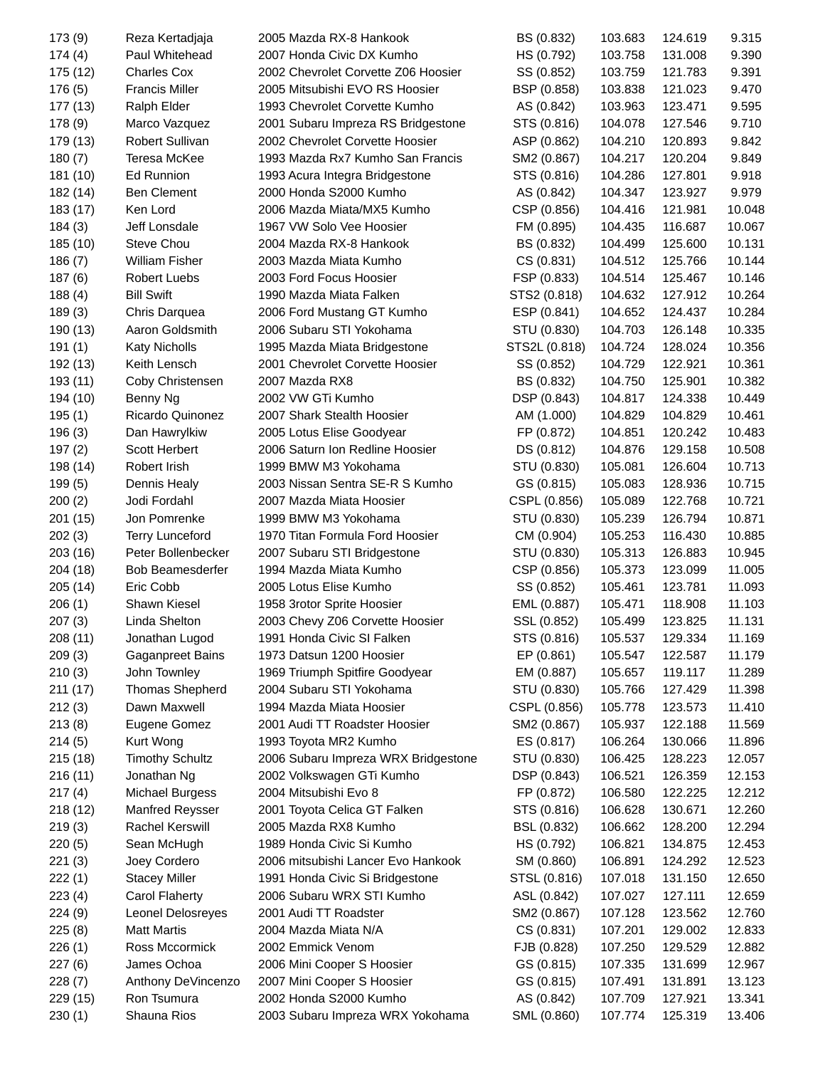| | | | | | | |
|---|---|---|---|---|---|---|
| 173 (9) | Reza Kertadjaja | 2005 Mazda RX-8 Hankook | BS (0.832) | 103.683 | 124.619 | 9.315 |
| 174 (4) | Paul Whitehead | 2007 Honda Civic DX Kumho | HS (0.792) | 103.758 | 131.008 | 9.390 |
| 175 (12) | Charles Cox | 2002 Chevrolet Corvette Z06 Hoosier | SS (0.852) | 103.759 | 121.783 | 9.391 |
| 176 (5) | Francis Miller | 2005 Mitsubishi EVO RS Hoosier | BSP (0.858) | 103.838 | 121.023 | 9.470 |
| 177 (13) | Ralph Elder | 1993 Chevrolet Corvette Kumho | AS (0.842) | 103.963 | 123.471 | 9.595 |
| 178 (9) | Marco Vazquez | 2001 Subaru Impreza RS Bridgestone | STS (0.816) | 104.078 | 127.546 | 9.710 |
| 179 (13) | Robert Sullivan | 2002 Chevrolet Corvette Hoosier | ASP (0.862) | 104.210 | 120.893 | 9.842 |
| 180 (7) | Teresa McKee | 1993 Mazda Rx7 Kumho San Francis | SM2 (0.867) | 104.217 | 120.204 | 9.849 |
| 181 (10) | Ed Runnion | 1993 Acura Integra Bridgestone | STS (0.816) | 104.286 | 127.801 | 9.918 |
| 182 (14) | Ben Clement | 2000 Honda S2000 Kumho | AS (0.842) | 104.347 | 123.927 | 9.979 |
| 183 (17) | Ken Lord | 2006 Mazda Miata/MX5 Kumho | CSP (0.856) | 104.416 | 121.981 | 10.048 |
| 184 (3) | Jeff Lonsdale | 1967 VW Solo Vee Hoosier | FM (0.895) | 104.435 | 116.687 | 10.067 |
| 185 (10) | Steve Chou | 2004 Mazda RX-8 Hankook | BS (0.832) | 104.499 | 125.600 | 10.131 |
| 186 (7) | William Fisher | 2003 Mazda Miata Kumho | CS (0.831) | 104.512 | 125.766 | 10.144 |
| 187 (6) | Robert Luebs | 2003 Ford Focus Hoosier | FSP (0.833) | 104.514 | 125.467 | 10.146 |
| 188 (4) | Bill Swift | 1990 Mazda Miata Falken | STS2 (0.818) | 104.632 | 127.912 | 10.264 |
| 189 (3) | Chris Darquea | 2006 Ford Mustang GT Kumho | ESP (0.841) | 104.652 | 124.437 | 10.284 |
| 190 (13) | Aaron Goldsmith | 2006 Subaru STI Yokohama | STU (0.830) | 104.703 | 126.148 | 10.335 |
| 191 (1) | Katy Nicholls | 1995 Mazda Miata Bridgestone | STS2L (0.818) | 104.724 | 128.024 | 10.356 |
| 192 (13) | Keith Lensch | 2001 Chevrolet Corvette Hoosier | SS (0.852) | 104.729 | 122.921 | 10.361 |
| 193 (11) | Coby Christensen | 2007 Mazda RX8 | BS (0.832) | 104.750 | 125.901 | 10.382 |
| 194 (10) | Benny Ng | 2002 VW GTi Kumho | DSP (0.843) | 104.817 | 124.338 | 10.449 |
| 195 (1) | Ricardo Quinonez | 2007 Shark Stealth Hoosier | AM (1.000) | 104.829 | 104.829 | 10.461 |
| 196 (3) | Dan Hawrylkiw | 2005 Lotus Elise Goodyear | FP (0.872) | 104.851 | 120.242 | 10.483 |
| 197 (2) | Scott Herbert | 2006 Saturn Ion Redline Hoosier | DS (0.812) | 104.876 | 129.158 | 10.508 |
| 198 (14) | Robert Irish | 1999 BMW M3 Yokohama | STU (0.830) | 105.081 | 126.604 | 10.713 |
| 199 (5) | Dennis Healy | 2003 Nissan Sentra SE-R S Kumho | GS (0.815) | 105.083 | 128.936 | 10.715 |
| 200 (2) | Jodi Fordahl | 2007 Mazda Miata Hoosier | CSPL (0.856) | 105.089 | 122.768 | 10.721 |
| 201 (15) | Jon Pomrenke | 1999 BMW M3 Yokohama | STU (0.830) | 105.239 | 126.794 | 10.871 |
| 202 (3) | Terry Lunceford | 1970 Titan Formula Ford Hoosier | CM (0.904) | 105.253 | 116.430 | 10.885 |
| 203 (16) | Peter Bollenbecker | 2007 Subaru STI Bridgestone | STU (0.830) | 105.313 | 126.883 | 10.945 |
| 204 (18) | Bob Beamesderfer | 1994 Mazda Miata Kumho | CSP (0.856) | 105.373 | 123.099 | 11.005 |
| 205 (14) | Eric Cobb | 2005 Lotus Elise Kumho | SS (0.852) | 105.461 | 123.781 | 11.093 |
| 206 (1) | Shawn Kiesel | 1958 3rotor Sprite Hoosier | EML (0.887) | 105.471 | 118.908 | 11.103 |
| 207 (3) | Linda Shelton | 2003 Chevy Z06 Corvette Hoosier | SSL (0.852) | 105.499 | 123.825 | 11.131 |
| 208 (11) | Jonathan Lugod | 1991 Honda Civic SI Falken | STS (0.816) | 105.537 | 129.334 | 11.169 |
| 209 (3) | Gaganpreet Bains | 1973 Datsun 1200 Hoosier | EP (0.861) | 105.547 | 122.587 | 11.179 |
| 210 (3) | John Townley | 1969 Triumph Spitfire Goodyear | EM (0.887) | 105.657 | 119.117 | 11.289 |
| 211 (17) | Thomas Shepherd | 2004 Subaru STI Yokohama | STU (0.830) | 105.766 | 127.429 | 11.398 |
| 212 (3) | Dawn Maxwell | 1994 Mazda Miata Hoosier | CSPL (0.856) | 105.778 | 123.573 | 11.410 |
| 213 (8) | Eugene Gomez | 2001 Audi TT Roadster Hoosier | SM2 (0.867) | 105.937 | 122.188 | 11.569 |
| 214 (5) | Kurt Wong | 1993 Toyota MR2 Kumho | ES (0.817) | 106.264 | 130.066 | 11.896 |
| 215 (18) | Timothy Schultz | 2006 Subaru Impreza WRX Bridgestone | STU (0.830) | 106.425 | 128.223 | 12.057 |
| 216 (11) | Jonathan Ng | 2002 Volkswagen GTi Kumho | DSP (0.843) | 106.521 | 126.359 | 12.153 |
| 217 (4) | Michael Burgess | 2004 Mitsubishi Evo 8 | FP (0.872) | 106.580 | 122.225 | 12.212 |
| 218 (12) | Manfred Reysser | 2001 Toyota Celica GT Falken | STS (0.816) | 106.628 | 130.671 | 12.260 |
| 219 (3) | Rachel Kerswill | 2005 Mazda RX8 Kumho | BSL (0.832) | 106.662 | 128.200 | 12.294 |
| 220 (5) | Sean McHugh | 1989 Honda Civic Si Kumho | HS (0.792) | 106.821 | 134.875 | 12.453 |
| 221 (3) | Joey Cordero | 2006 mitsubishi Lancer Evo Hankook | SM (0.860) | 106.891 | 124.292 | 12.523 |
| 222 (1) | Stacey Miller | 1991 Honda Civic Si Bridgestone | STSL (0.816) | 107.018 | 131.150 | 12.650 |
| 223 (4) | Carol Flaherty | 2006 Subaru WRX STI Kumho | ASL (0.842) | 107.027 | 127.111 | 12.659 |
| 224 (9) | Leonel Delosreyes | 2001 Audi TT Roadster | SM2 (0.867) | 107.128 | 123.562 | 12.760 |
| 225 (8) | Matt Martis | 2004 Mazda Miata N/A | CS (0.831) | 107.201 | 129.002 | 12.833 |
| 226 (1) | Ross Mccormick | 2002 Emmick Venom | FJB (0.828) | 107.250 | 129.529 | 12.882 |
| 227 (6) | James Ochoa | 2006 Mini Cooper S Hoosier | GS (0.815) | 107.335 | 131.699 | 12.967 |
| 228 (7) | Anthony DeVincenzo | 2007 Mini Cooper S Hoosier | GS (0.815) | 107.491 | 131.891 | 13.123 |
| 229 (15) | Ron Tsumura | 2002 Honda S2000 Kumho | AS (0.842) | 107.709 | 127.921 | 13.341 |
| 230 (1) | Shauna Rios | 2003 Subaru Impreza WRX Yokohama | SML (0.860) | 107.774 | 125.319 | 13.406 |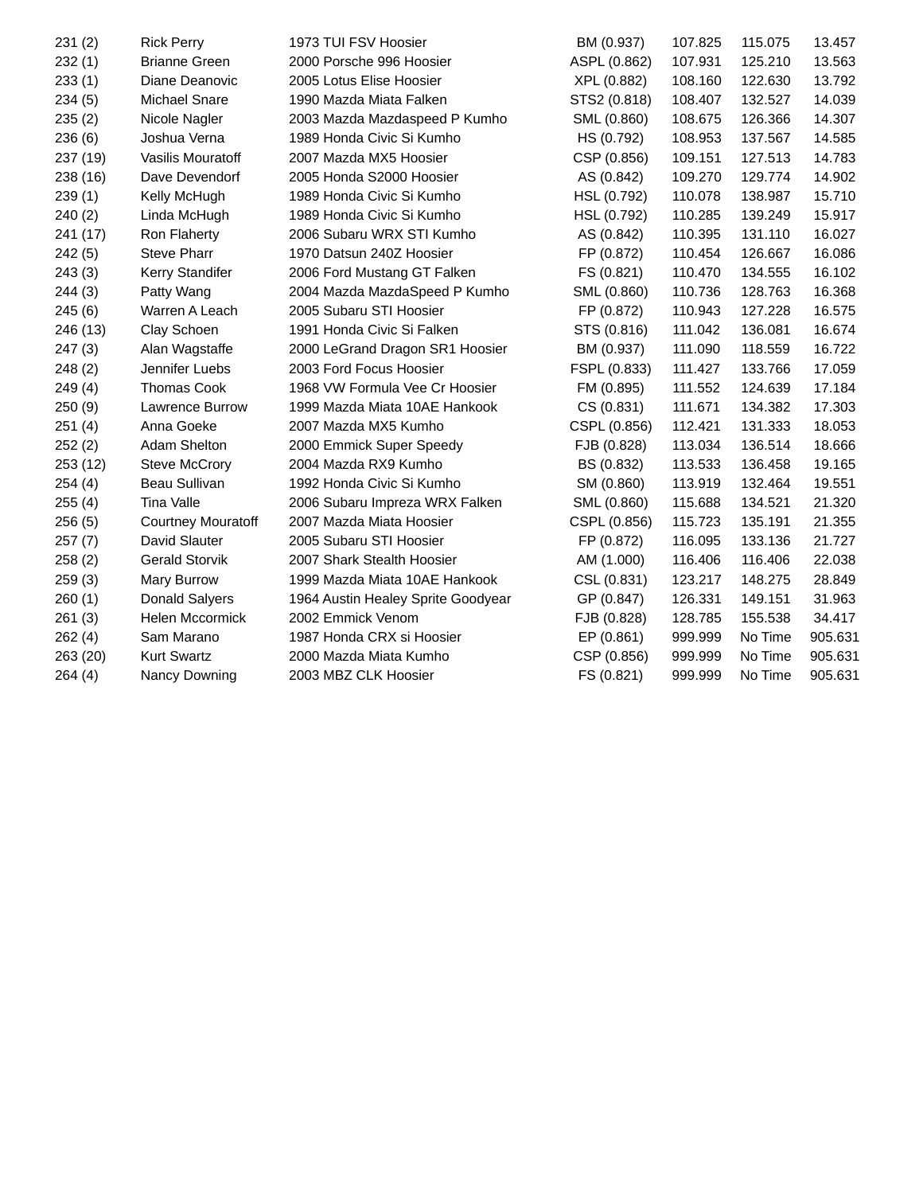| | | | | | | |
|---|---|---|---|---|---|---|
| 231 (2) | Rick Perry | 1973 TUI FSV Hoosier | BM (0.937) | 107.825 | 115.075 | 13.457 |
| 232 (1) | Brianne Green | 2000 Porsche 996 Hoosier | ASPL (0.862) | 107.931 | 125.210 | 13.563 |
| 233 (1) | Diane Deanovic | 2005 Lotus Elise Hoosier | XPL (0.882) | 108.160 | 122.630 | 13.792 |
| 234 (5) | Michael Snare | 1990 Mazda Miata Falken | STS2 (0.818) | 108.407 | 132.527 | 14.039 |
| 235 (2) | Nicole Nagler | 2003 Mazda Mazdaspeed P Kumho | SML (0.860) | 108.675 | 126.366 | 14.307 |
| 236 (6) | Joshua Verna | 1989 Honda Civic Si Kumho | HS (0.792) | 108.953 | 137.567 | 14.585 |
| 237 (19) | Vasilis Mouratoff | 2007 Mazda MX5 Hoosier | CSP (0.856) | 109.151 | 127.513 | 14.783 |
| 238 (16) | Dave Devendorf | 2005 Honda S2000 Hoosier | AS (0.842) | 109.270 | 129.774 | 14.902 |
| 239 (1) | Kelly McHugh | 1989 Honda Civic Si Kumho | HSL (0.792) | 110.078 | 138.987 | 15.710 |
| 240 (2) | Linda McHugh | 1989 Honda Civic Si Kumho | HSL (0.792) | 110.285 | 139.249 | 15.917 |
| 241 (17) | Ron Flaherty | 2006 Subaru WRX STI Kumho | AS (0.842) | 110.395 | 131.110 | 16.027 |
| 242 (5) | Steve Pharr | 1970 Datsun 240Z Hoosier | FP (0.872) | 110.454 | 126.667 | 16.086 |
| 243 (3) | Kerry Standifer | 2006 Ford Mustang GT Falken | FS (0.821) | 110.470 | 134.555 | 16.102 |
| 244 (3) | Patty Wang | 2004 Mazda MazdaSpeed P Kumho | SML (0.860) | 110.736 | 128.763 | 16.368 |
| 245 (6) | Warren A Leach | 2005 Subaru STI Hoosier | FP (0.872) | 110.943 | 127.228 | 16.575 |
| 246 (13) | Clay Schoen | 1991 Honda Civic Si Falken | STS (0.816) | 111.042 | 136.081 | 16.674 |
| 247 (3) | Alan Wagstaffe | 2000 LeGrand Dragon SR1 Hoosier | BM (0.937) | 111.090 | 118.559 | 16.722 |
| 248 (2) | Jennifer Luebs | 2003 Ford Focus Hoosier | FSPL (0.833) | 111.427 | 133.766 | 17.059 |
| 249 (4) | Thomas Cook | 1968 VW Formula Vee Cr Hoosier | FM (0.895) | 111.552 | 124.639 | 17.184 |
| 250 (9) | Lawrence Burrow | 1999 Mazda Miata 10AE Hankook | CS (0.831) | 111.671 | 134.382 | 17.303 |
| 251 (4) | Anna Goeke | 2007 Mazda MX5 Kumho | CSPL (0.856) | 112.421 | 131.333 | 18.053 |
| 252 (2) | Adam Shelton | 2000 Emmick Super Speedy | FJB (0.828) | 113.034 | 136.514 | 18.666 |
| 253 (12) | Steve McCrory | 2004 Mazda RX9 Kumho | BS (0.832) | 113.533 | 136.458 | 19.165 |
| 254 (4) | Beau Sullivan | 1992 Honda Civic Si Kumho | SM (0.860) | 113.919 | 132.464 | 19.551 |
| 255 (4) | Tina Valle | 2006 Subaru Impreza WRX Falken | SML (0.860) | 115.688 | 134.521 | 21.320 |
| 256 (5) | Courtney Mouratoff | 2007 Mazda Miata Hoosier | CSPL (0.856) | 115.723 | 135.191 | 21.355 |
| 257 (7) | David Slauter | 2005 Subaru STI Hoosier | FP (0.872) | 116.095 | 133.136 | 21.727 |
| 258 (2) | Gerald Storvik | 2007 Shark Stealth Hoosier | AM (1.000) | 116.406 | 116.406 | 22.038 |
| 259 (3) | Mary Burrow | 1999 Mazda Miata 10AE Hankook | CSL (0.831) | 123.217 | 148.275 | 28.849 |
| 260 (1) | Donald Salyers | 1964 Austin Healey Sprite Goodyear | GP (0.847) | 126.331 | 149.151 | 31.963 |
| 261 (3) | Helen Mccormick | 2002 Emmick Venom | FJB (0.828) | 128.785 | 155.538 | 34.417 |
| 262 (4) | Sam Marano | 1987 Honda CRX si Hoosier | EP (0.861) | 999.999 | No Time | 905.631 |
| 263 (20) | Kurt Swartz | 2000 Mazda Miata Kumho | CSP (0.856) | 999.999 | No Time | 905.631 |
| 264 (4) | Nancy Downing | 2003 MBZ CLK Hoosier | FS (0.821) | 999.999 | No Time | 905.631 |